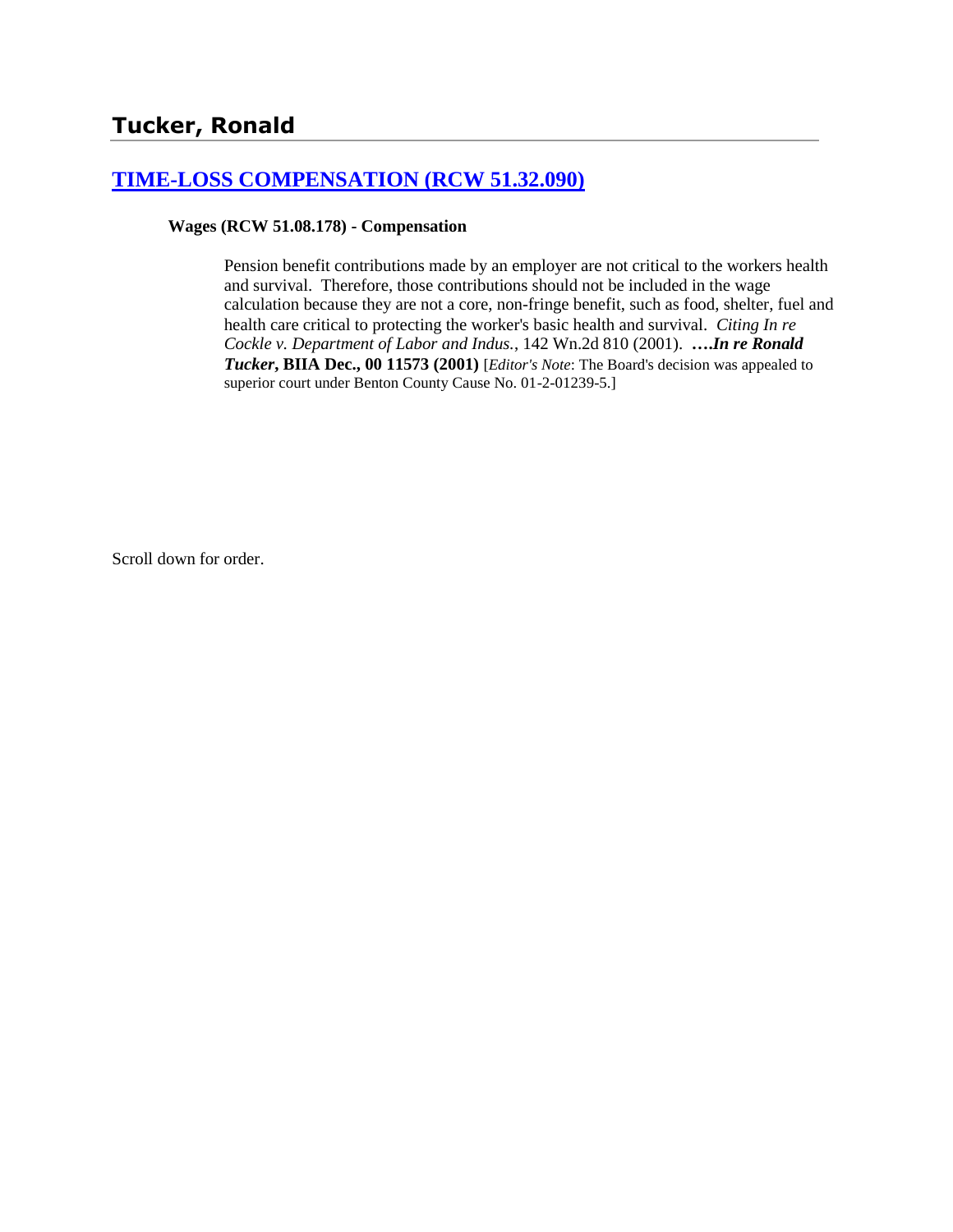# Tucker, Ronald

## [TIME-LOSS COMPENSATION (RCW 51.32.090)]()

**Wages (RCW 51.08.178) - Compensation**

Pension benefit contributions made by an employer are not critical to the workers health and survival. Therefore, those contributions should not be included in the wage calculation because they are not a core, non-fringe benefit, such as food, shelter, fuel and health care critical to protecting the worker's basic health and survival. *Citing In re Cockle v. Department of Labor and Indus.*, 142 Wn.2d 810 (2001). ***….In re Ronald Tucker*, BIIA Dec., 00 11573 (2001)** [*Editor's Note*: The Board's decision was appealed to superior court under Benton County Cause No. 01-2-01239-5.]

Scroll down for order.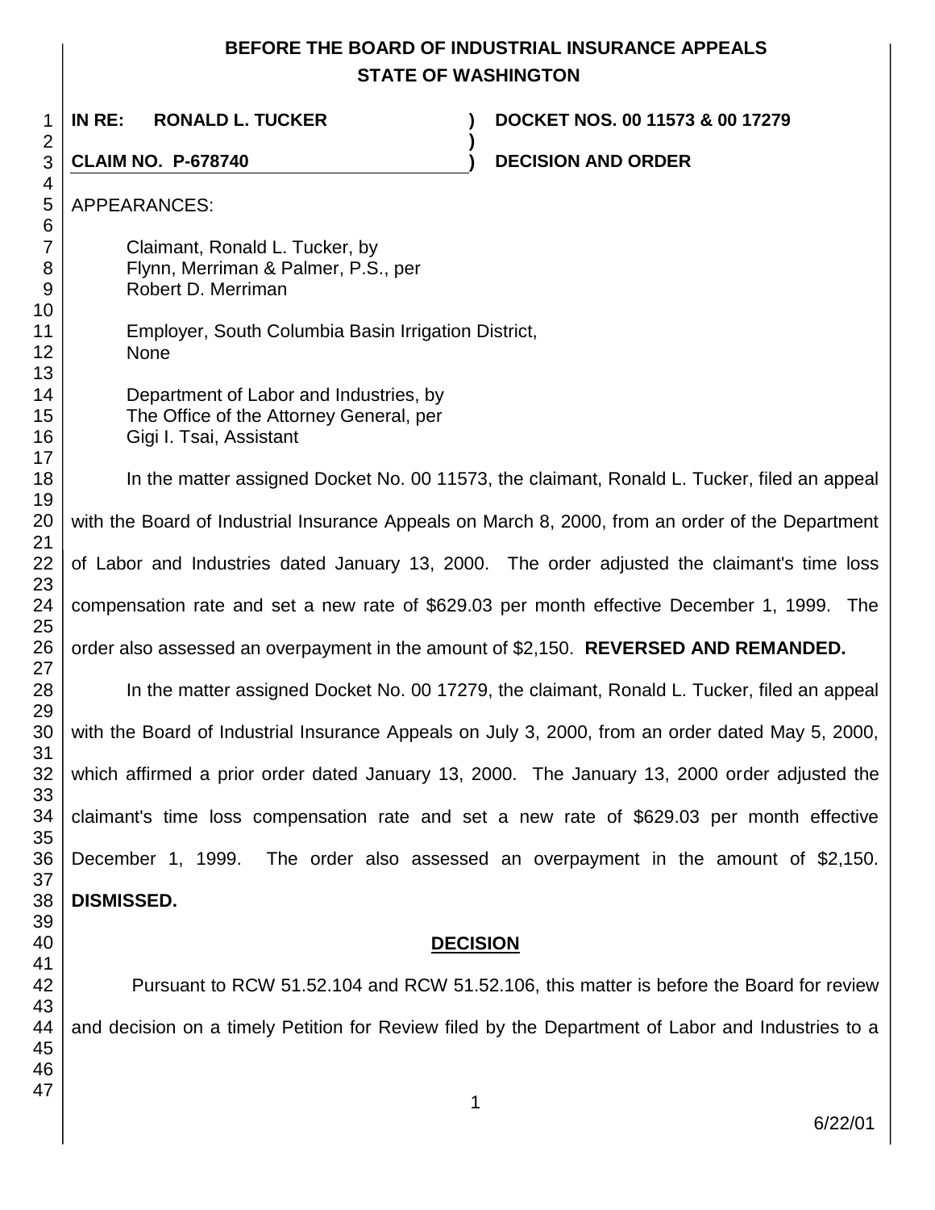# BEFORE THE BOARD OF INDUSTRIAL INSURANCE APPEALS
## STATE OF WASHINGTON

**IN RE: RONALD L. TUCKER** ) **DOCKET NOS. 00 11573 & 00 17279**
)
**CLAIM NO. P-678740** ) **DECISION AND ORDER**

APPEARANCES:

Claimant, Ronald L. Tucker, by
Flynn, Merriman & Palmer, P.S., per
Robert D. Merriman

Employer, South Columbia Basin Irrigation District,
None

Department of Labor and Industries, by
The Office of the Attorney General, per
Gigi I. Tsai, Assistant

In the matter assigned Docket No. 00 11573, the claimant, Ronald L. Tucker, filed an appeal with the Board of Industrial Insurance Appeals on March 8, 2000, from an order of the Department of Labor and Industries dated January 13, 2000. The order adjusted the claimant's time loss compensation rate and set a new rate of $629.03 per month effective December 1, 1999. The order also assessed an overpayment in the amount of $2,150. **REVERSED AND REMANDED.**

In the matter assigned Docket No. 00 17279, the claimant, Ronald L. Tucker, filed an appeal with the Board of Industrial Insurance Appeals on July 3, 2000, from an order dated May 5, 2000, which affirmed a prior order dated January 13, 2000. The January 13, 2000 order adjusted the claimant's time loss compensation rate and set a new rate of $629.03 per month effective December 1, 1999. The order also assessed an overpayment in the amount of $2,150. **DISMISSED.**

## DECISION

Pursuant to RCW 51.52.104 and RCW 51.52.106, this matter is before the Board for review and decision on a timely Petition for Review filed by the Department of Labor and Industries to a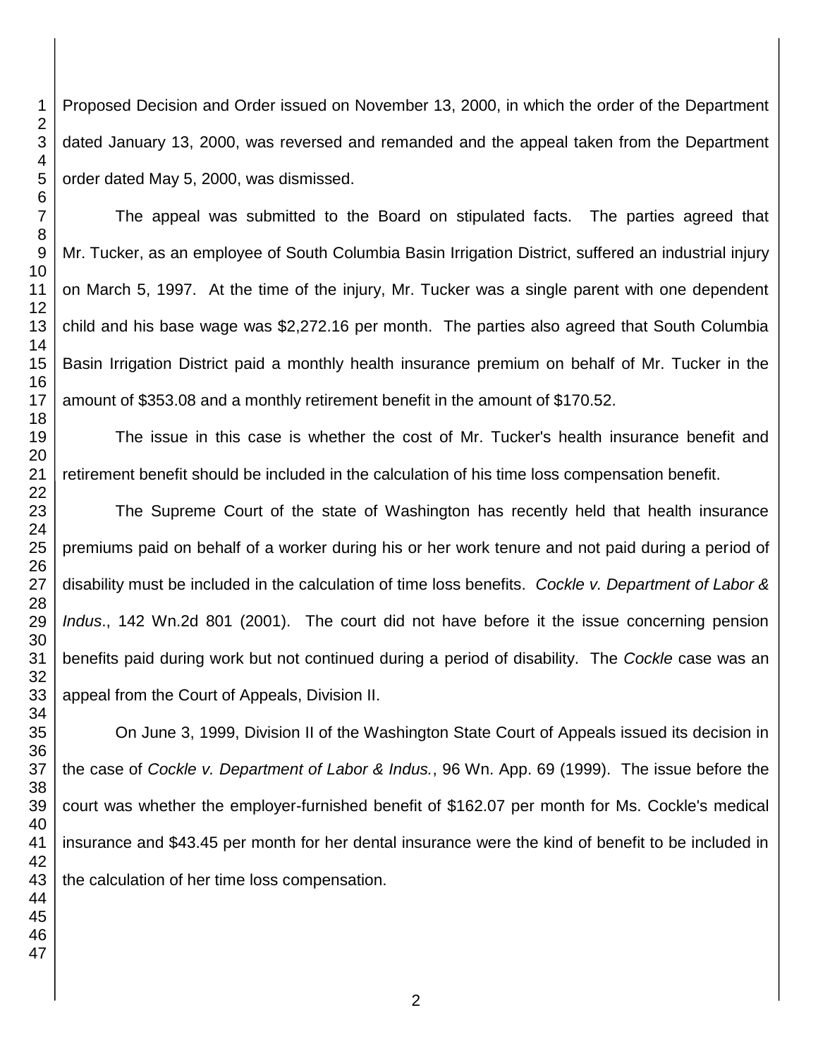Proposed Decision and Order issued on November 13, 2000, in which the order of the Department dated January 13, 2000, was reversed and remanded and the appeal taken from the Department order dated May 5, 2000, was dismissed.

The appeal was submitted to the Board on stipulated facts. The parties agreed that Mr. Tucker, as an employee of South Columbia Basin Irrigation District, suffered an industrial injury on March 5, 1997. At the time of the injury, Mr. Tucker was a single parent with one dependent child and his base wage was $2,272.16 per month. The parties also agreed that South Columbia Basin Irrigation District paid a monthly health insurance premium on behalf of Mr. Tucker in the amount of $353.08 and a monthly retirement benefit in the amount of $170.52.

The issue in this case is whether the cost of Mr. Tucker's health insurance benefit and retirement benefit should be included in the calculation of his time loss compensation benefit.

The Supreme Court of the state of Washington has recently held that health insurance premiums paid on behalf of a worker during his or her work tenure and not paid during a period of disability must be included in the calculation of time loss benefits. *Cockle v. Department of Labor & Indus*., 142 Wn.2d 801 (2001). The court did not have before it the issue concerning pension benefits paid during work but not continued during a period of disability. The *Cockle* case was an appeal from the Court of Appeals, Division II.

On June 3, 1999, Division II of the Washington State Court of Appeals issued its decision in the case of *Cockle v. Department of Labor & Indus.*, 96 Wn. App. 69 (1999). The issue before the court was whether the employer-furnished benefit of $162.07 per month for Ms. Cockle's medical insurance and $43.45 per month for her dental insurance were the kind of benefit to be included in the calculation of her time loss compensation.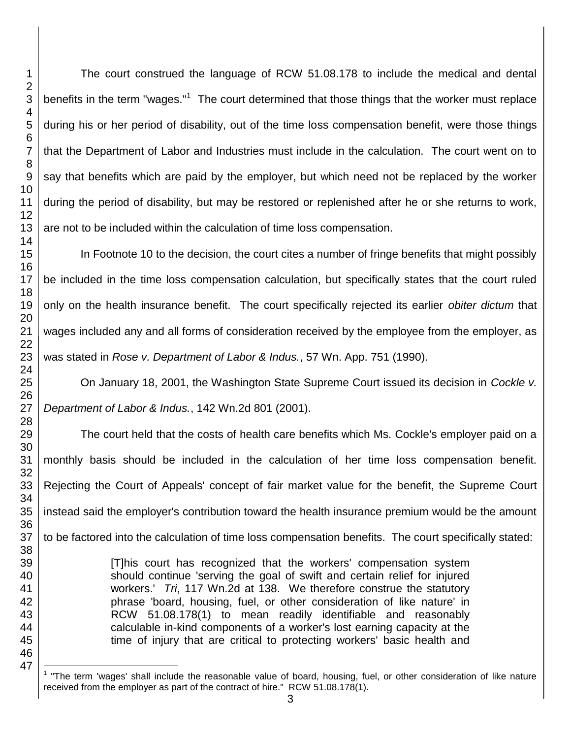The court construed the language of RCW 51.08.178 to include the medical and dental benefits in the term "wages."[1] The court determined that those things that the worker must replace during his or her period of disability, out of the time loss compensation benefit, were those things that the Department of Labor and Industries must include in the calculation. The court went on to say that benefits which are paid by the employer, but which need not be replaced by the worker during the period of disability, but may be restored or replenished after he or she returns to work, are not to be included within the calculation of time loss compensation.

In Footnote 10 to the decision, the court cites a number of fringe benefits that might possibly be included in the time loss compensation calculation, but specifically states that the court ruled only on the health insurance benefit. The court specifically rejected its earlier *obiter dictum* that wages included any and all forms of consideration received by the employee from the employer, as was stated in *Rose v. Department of Labor & Indus.*, 57 Wn. App. 751 (1990).

On January 18, 2001, the Washington State Supreme Court issued its decision in *Cockle v. Department of Labor & Indus.*, 142 Wn.2d 801 (2001).

The court held that the costs of health care benefits which Ms. Cockle's employer paid on a monthly basis should be included in the calculation of her time loss compensation benefit. Rejecting the Court of Appeals' concept of fair market value for the benefit, the Supreme Court instead said the employer's contribution toward the health insurance premium would be the amount to be factored into the calculation of time loss compensation benefits. The court specifically stated:

> [T]his court has recognized that the workers' compensation system should continue 'serving the goal of swift and certain relief for injured workers.' *Tri*, 117 Wn.2d at 138. We therefore construe the statutory phrase 'board, housing, fuel, or other consideration of like nature' in RCW 51.08.178(1) to mean readily identifiable and reasonably calculable in-kind components of a worker's lost earning capacity at the time of injury that are critical to protecting workers' basic health and

[1] "The term 'wages' shall include the reasonable value of board, housing, fuel, or other consideration of like nature received from the employer as part of the contract of hire." RCW 51.08.178(1).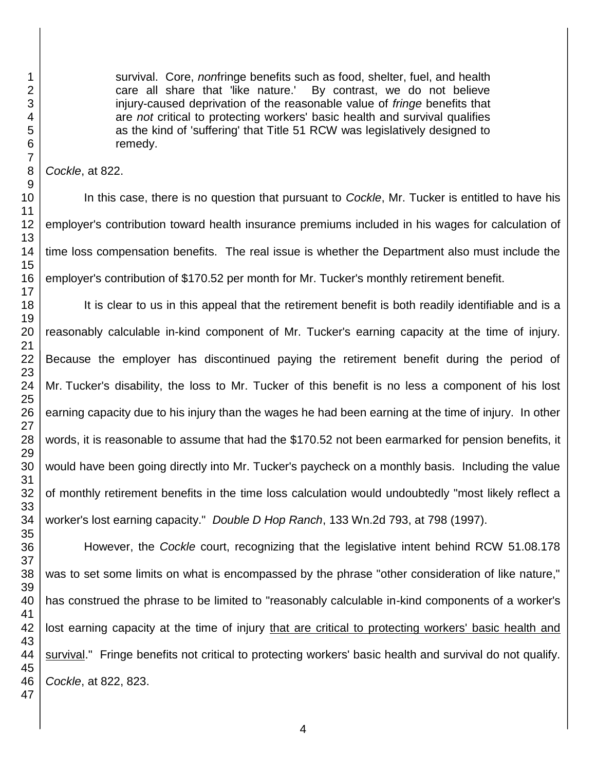> survival. Core, *non*fringe benefits such as food, shelter, fuel, and health care all share that 'like nature.' By contrast, we do not believe injury-caused deprivation of the reasonable value of *fringe* benefits that are *not* critical to protecting workers' basic health and survival qualifies as the kind of 'suffering' that Title 51 RCW was legislatively designed to remedy.

*Cockle*, at 822.

In this case, there is no question that pursuant to *Cockle*, Mr. Tucker is entitled to have his employer's contribution toward health insurance premiums included in his wages for calculation of time loss compensation benefits. The real issue is whether the Department also must include the employer's contribution of $170.52 per month for Mr. Tucker's monthly retirement benefit.

It is clear to us in this appeal that the retirement benefit is both readily identifiable and is a reasonably calculable in-kind component of Mr. Tucker's earning capacity at the time of injury. Because the employer has discontinued paying the retirement benefit during the period of Mr. Tucker's disability, the loss to Mr. Tucker of this benefit is no less a component of his lost earning capacity due to his injury than the wages he had been earning at the time of injury. In other words, it is reasonable to assume that had the $170.52 not been earmarked for pension benefits, it would have been going directly into Mr. Tucker's paycheck on a monthly basis. Including the value of monthly retirement benefits in the time loss calculation would undoubtedly "most likely reflect a worker's lost earning capacity." *Double D Hop Ranch*, 133 Wn.2d 793, at 798 (1997).

However, the *Cockle* court, recognizing that the legislative intent behind RCW 51.08.178 was to set some limits on what is encompassed by the phrase "other consideration of like nature," has construed the phrase to be limited to "reasonably calculable in-kind components of a worker's lost earning capacity at the time of injury <u>that are critical to protecting workers' basic health and survival</u>." Fringe benefits not critical to protecting workers' basic health and survival do not qualify. *Cockle*, at 822, 823.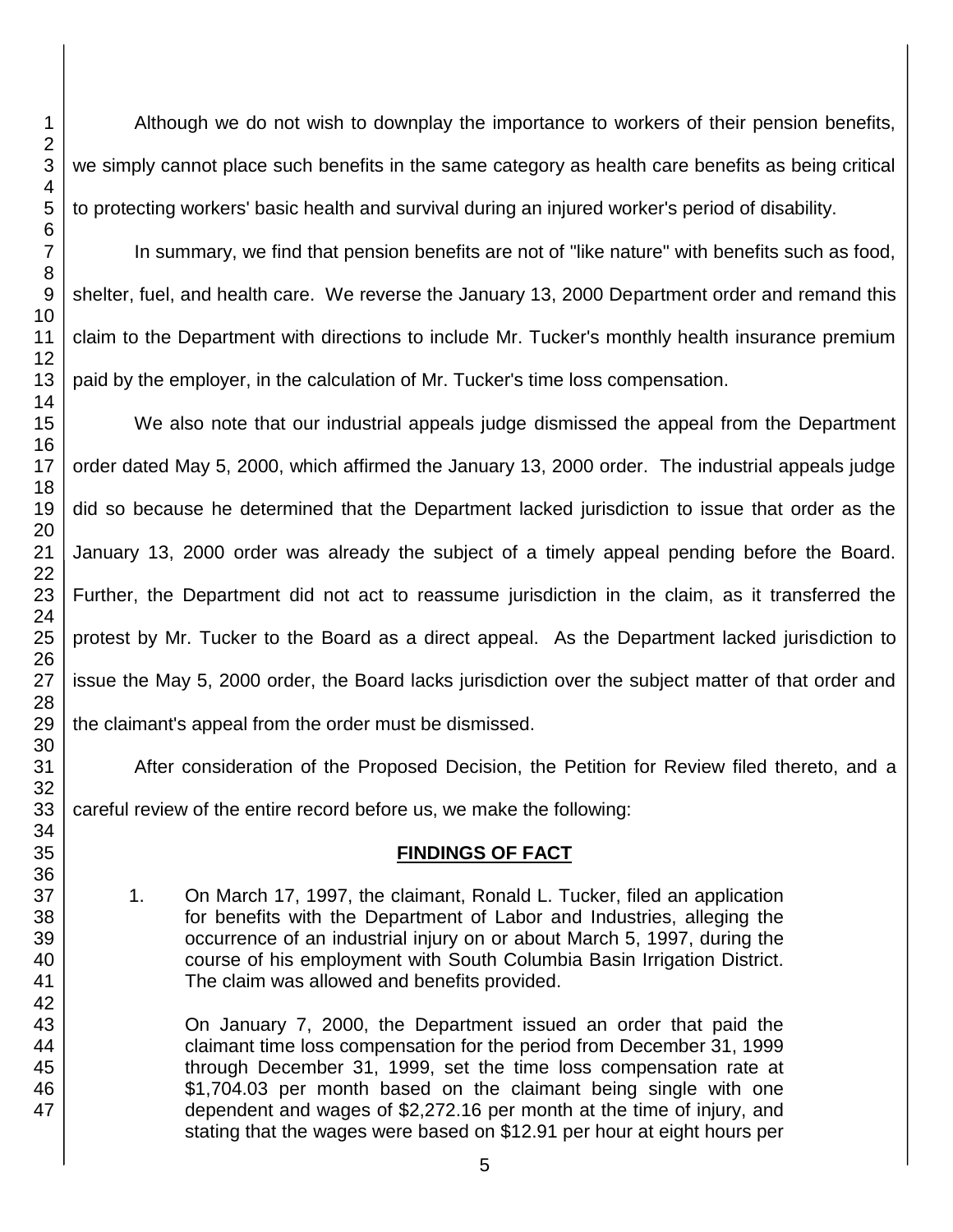Although we do not wish to downplay the importance to workers of their pension benefits, we simply cannot place such benefits in the same category as health care benefits as being critical to protecting workers' basic health and survival during an injured worker's period of disability.

In summary, we find that pension benefits are not of "like nature" with benefits such as food, shelter, fuel, and health care. We reverse the January 13, 2000 Department order and remand this claim to the Department with directions to include Mr. Tucker's monthly health insurance premium paid by the employer, in the calculation of Mr. Tucker's time loss compensation.

We also note that our industrial appeals judge dismissed the appeal from the Department order dated May 5, 2000, which affirmed the January 13, 2000 order. The industrial appeals judge did so because he determined that the Department lacked jurisdiction to issue that order as the January 13, 2000 order was already the subject of a timely appeal pending before the Board. Further, the Department did not act to reassume jurisdiction in the claim, as it transferred the protest by Mr. Tucker to the Board as a direct appeal. As the Department lacked jurisdiction to issue the May 5, 2000 order, the Board lacks jurisdiction over the subject matter of that order and the claimant's appeal from the order must be dismissed.

After consideration of the Proposed Decision, the Petition for Review filed thereto, and a careful review of the entire record before us, we make the following:

## FINDINGS OF FACT

1. On March 17, 1997, the claimant, Ronald L. Tucker, filed an application for benefits with the Department of Labor and Industries, alleging the occurrence of an industrial injury on or about March 5, 1997, during the course of his employment with South Columbia Basin Irrigation District. The claim was allowed and benefits provided.

   On January 7, 2000, the Department issued an order that paid the claimant time loss compensation for the period from December 31, 1999 through December 31, 1999, set the time loss compensation rate at $1,704.03 per month based on the claimant being single with one dependent and wages of $2,272.16 per month at the time of injury, and stating that the wages were based on $12.91 per hour at eight hours per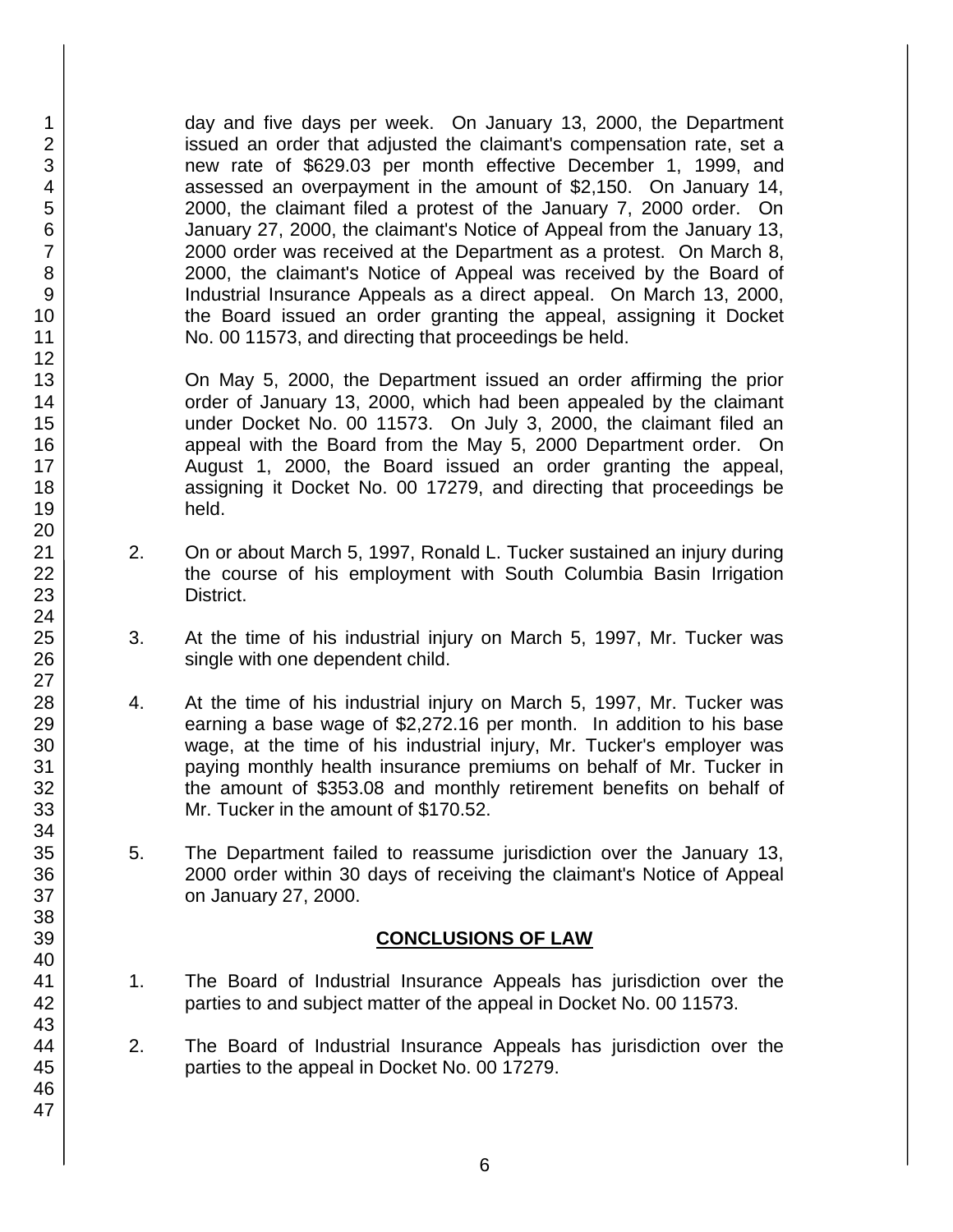day and five days per week. On January 13, 2000, the Department issued an order that adjusted the claimant's compensation rate, set a new rate of $629.03 per month effective December 1, 1999, and assessed an overpayment in the amount of $2,150. On January 14, 2000, the claimant filed a protest of the January 7, 2000 order. On January 27, 2000, the claimant's Notice of Appeal from the January 13, 2000 order was received at the Department as a protest. On March 8, 2000, the claimant's Notice of Appeal was received by the Board of Industrial Insurance Appeals as a direct appeal. On March 13, 2000, the Board issued an order granting the appeal, assigning it Docket No. 00 11573, and directing that proceedings be held.

On May 5, 2000, the Department issued an order affirming the prior order of January 13, 2000, which had been appealed by the claimant under Docket No. 00 11573. On July 3, 2000, the claimant filed an appeal with the Board from the May 5, 2000 Department order. On August 1, 2000, the Board issued an order granting the appeal, assigning it Docket No. 00 17279, and directing that proceedings be held.

2. On or about March 5, 1997, Ronald L. Tucker sustained an injury during the course of his employment with South Columbia Basin Irrigation District.

3. At the time of his industrial injury on March 5, 1997, Mr. Tucker was single with one dependent child.

4. At the time of his industrial injury on March 5, 1997, Mr. Tucker was earning a base wage of $2,272.16 per month. In addition to his base wage, at the time of his industrial injury, Mr. Tucker's employer was paying monthly health insurance premiums on behalf of Mr. Tucker in the amount of $353.08 and monthly retirement benefits on behalf of Mr. Tucker in the amount of $170.52.

5. The Department failed to reassume jurisdiction over the January 13, 2000 order within 30 days of receiving the claimant's Notice of Appeal on January 27, 2000.

## CONCLUSIONS OF LAW

1. The Board of Industrial Insurance Appeals has jurisdiction over the parties to and subject matter of the appeal in Docket No. 00 11573.

2. The Board of Industrial Insurance Appeals has jurisdiction over the parties to the appeal in Docket No. 00 17279.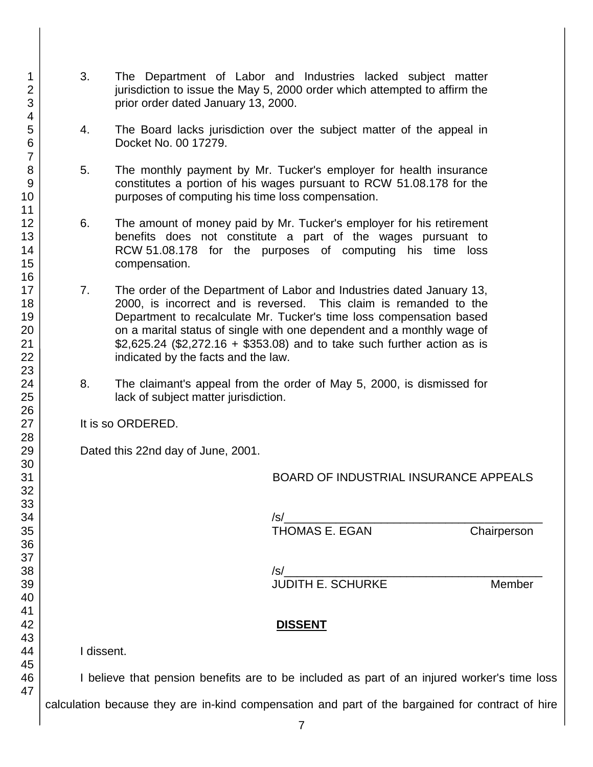3. The Department of Labor and Industries lacked subject matter jurisdiction to issue the May 5, 2000 order which attempted to affirm the prior order dated January 13, 2000.

4. The Board lacks jurisdiction over the subject matter of the appeal in Docket No. 00 17279.

5. The monthly payment by Mr. Tucker's employer for health insurance constitutes a portion of his wages pursuant to RCW 51.08.178 for the purposes of computing his time loss compensation.

6. The amount of money paid by Mr. Tucker's employer for his retirement benefits does not constitute a part of the wages pursuant to RCW 51.08.178 for the purposes of computing his time loss compensation.

7. The order of the Department of Labor and Industries dated January 13, 2000, is incorrect and is reversed. This claim is remanded to the Department to recalculate Mr. Tucker's time loss compensation based on a marital status of single with one dependent and a monthly wage of $2,625.24 ($2,272.16 + $353.08) and to take such further action as is indicated by the facts and the law.

8. The claimant's appeal from the order of May 5, 2000, is dismissed for lack of subject matter jurisdiction.

It is so ORDERED.

Dated this 22nd day of June, 2001.

BOARD OF INDUSTRIAL INSURANCE APPEALS

/s/\_\_\_\_\_\_\_\_\_\_\_\_\_\_\_\_\_\_\_\_\_\_\_\_\_\_\_\_\_\_\_\_\_\_\_\_\_\_\_\_
THOMAS E. EGAN Chairperson

/s/\_\_\_\_\_\_\_\_\_\_\_\_\_\_\_\_\_\_\_\_\_\_\_\_\_\_\_\_\_\_\_\_\_\_\_\_\_\_\_\_
JUDITH E. SCHURKE Member

**DISSENT**

I dissent.

I believe that pension benefits are to be included as part of an injured worker's time loss calculation because they are in-kind compensation and part of the bargained for contract of hire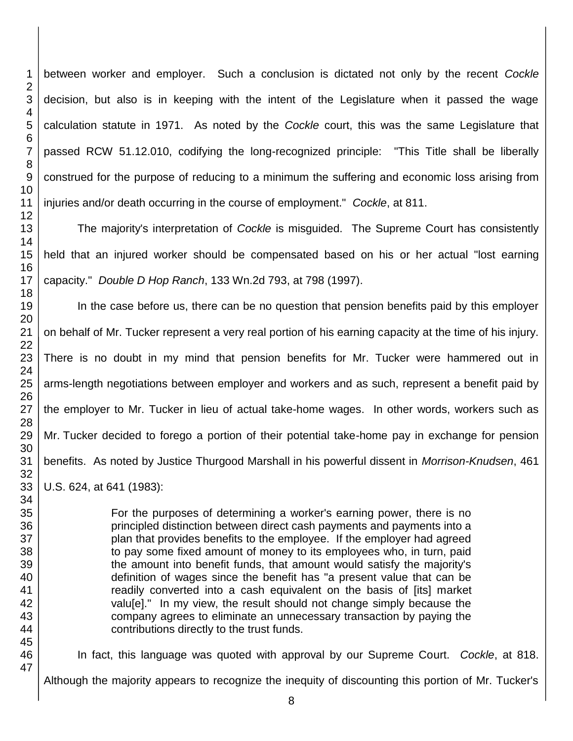between worker and employer. Such a conclusion is dictated not only by the recent *Cockle* decision, but also is in keeping with the intent of the Legislature when it passed the wage calculation statute in 1971. As noted by the *Cockle* court, this was the same Legislature that passed RCW 51.12.010, codifying the long-recognized principle: "This Title shall be liberally construed for the purpose of reducing to a minimum the suffering and economic loss arising from injuries and/or death occurring in the course of employment." *Cockle*, at 811.

The majority's interpretation of *Cockle* is misguided. The Supreme Court has consistently held that an injured worker should be compensated based on his or her actual "lost earning capacity." *Double D Hop Ranch*, 133 Wn.2d 793, at 798 (1997).

In the case before us, there can be no question that pension benefits paid by this employer on behalf of Mr. Tucker represent a very real portion of his earning capacity at the time of his injury. There is no doubt in my mind that pension benefits for Mr. Tucker were hammered out in arms-length negotiations between employer and workers and as such, represent a benefit paid by the employer to Mr. Tucker in lieu of actual take-home wages. In other words, workers such as Mr. Tucker decided to forego a portion of their potential take-home pay in exchange for pension benefits. As noted by Justice Thurgood Marshall in his powerful dissent in *Morrison-Knudsen*, 461 U.S. 624, at 641 (1983):

> For the purposes of determining a worker's earning power, there is no principled distinction between direct cash payments and payments into a plan that provides benefits to the employee. If the employer had agreed to pay some fixed amount of money to its employees who, in turn, paid the amount into benefit funds, that amount would satisfy the majority's definition of wages since the benefit has "a present value that can be readily converted into a cash equivalent on the basis of [its] market valu[e]." In my view, the result should not change simply because the company agrees to eliminate an unnecessary transaction by paying the contributions directly to the trust funds.

In fact, this language was quoted with approval by our Supreme Court. *Cockle*, at 818. Although the majority appears to recognize the inequity of discounting this portion of Mr. Tucker's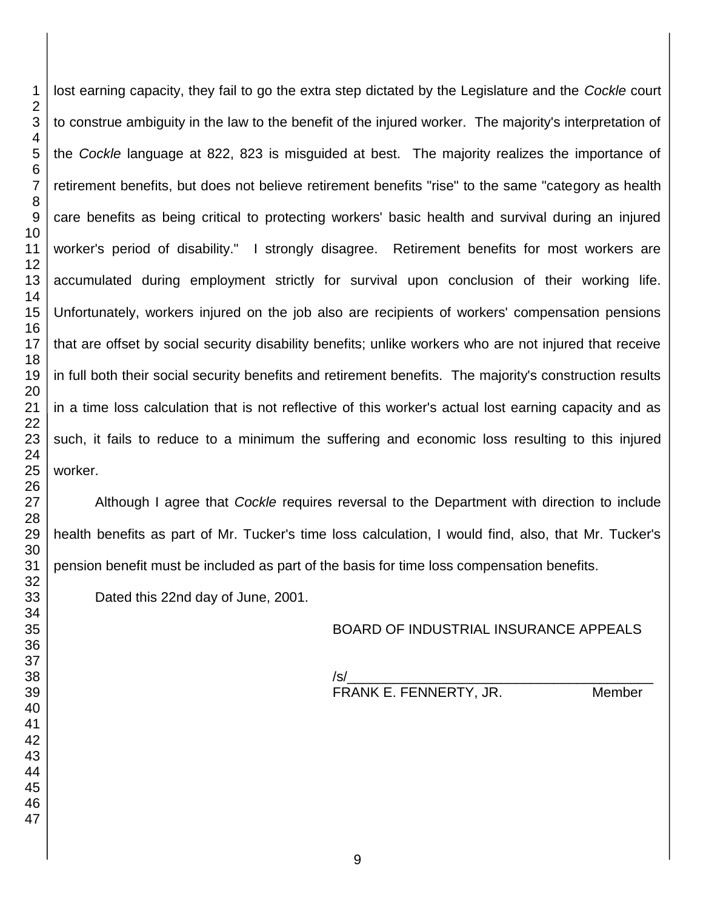lost earning capacity, they fail to go the extra step dictated by the Legislature and the *Cockle* court to construe ambiguity in the law to the benefit of the injured worker. The majority's interpretation of the *Cockle* language at 822, 823 is misguided at best. The majority realizes the importance of retirement benefits, but does not believe retirement benefits "rise" to the same "category as health care benefits as being critical to protecting workers' basic health and survival during an injured worker's period of disability." I strongly disagree. Retirement benefits for most workers are accumulated during employment strictly for survival upon conclusion of their working life. Unfortunately, workers injured on the job also are recipients of workers' compensation pensions that are offset by social security disability benefits; unlike workers who are not injured that receive in full both their social security benefits and retirement benefits. The majority's construction results in a time loss calculation that is not reflective of this worker's actual lost earning capacity and as such, it fails to reduce to a minimum the suffering and economic loss resulting to this injured worker.

Although I agree that *Cockle* requires reversal to the Department with direction to include health benefits as part of Mr. Tucker's time loss calculation, I would find, also, that Mr. Tucker's pension benefit must be included as part of the basis for time loss compensation benefits.

Dated this 22nd day of June, 2001.

BOARD OF INDUSTRIAL INSURANCE APPEALS

/s/\_\_\_\_\_\_\_\_\_\_\_\_\_\_\_\_\_\_\_\_\_\_\_\_\_\_\_\_\_\_\_\_\_\_\_\_\_\_\_\_
FRANK E. FENNERTY, JR. Member